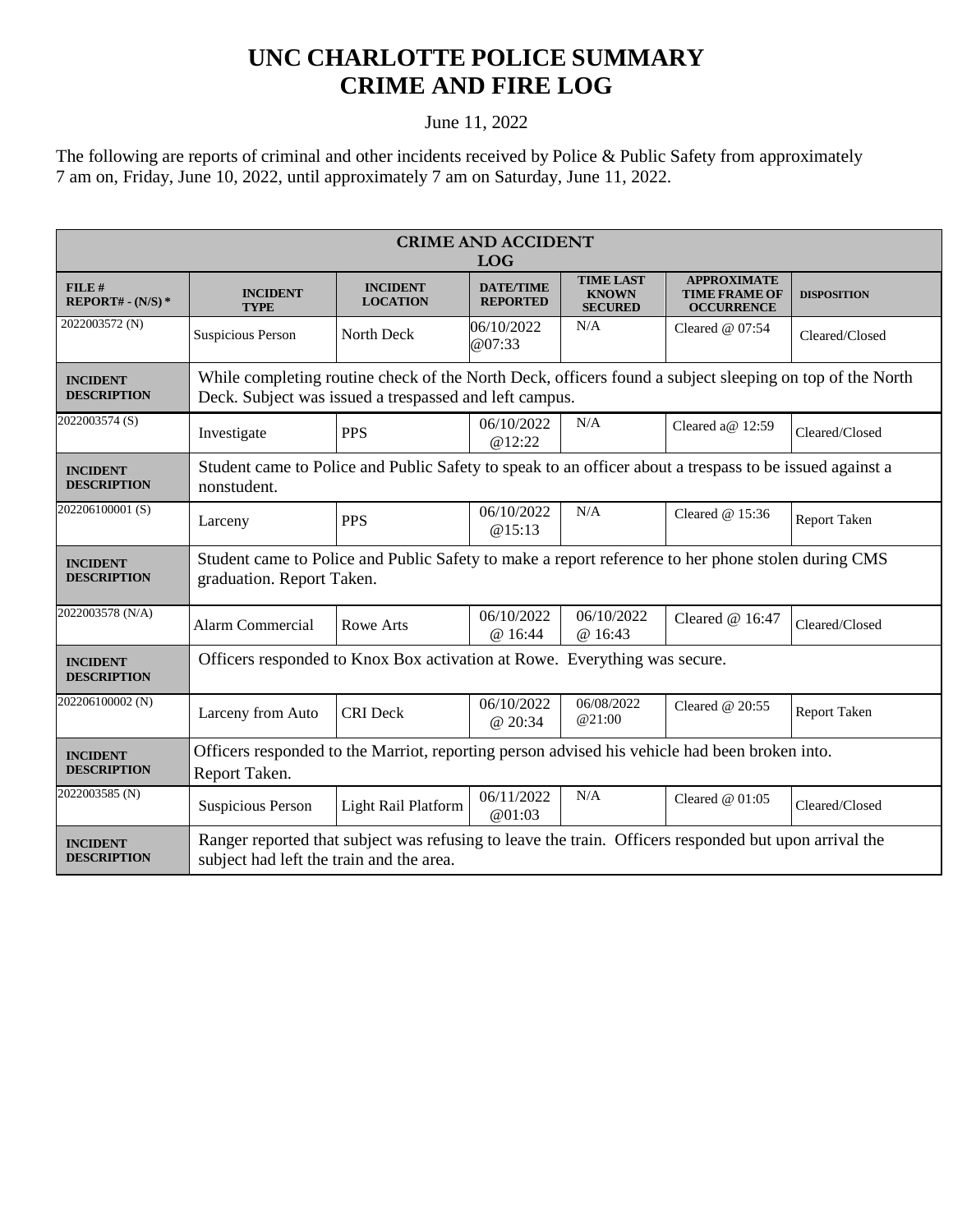# UNC CHARLOTTE POLICE SUMMARY
# CRIME AND FIRE LOG

June 11, 2022

The following are reports of criminal and other incidents received by Police & Public Safety from approximately 7 am on, Friday, June 10, 2022, until approximately 7 am on Saturday, June 11, 2022.

| CRIME AND ACCIDENT LOG | | | | | | |
|---|---|---|---|---|---|---|
| **FILE # REPORT# - (N/S) *** | **INCIDENT TYPE** | **INCIDENT LOCATION** | **DATE/TIME REPORTED** | **TIME LAST KNOWN SECURED** | **APPROXIMATE TIME FRAME OF OCCURRENCE** | **DISPOSITION** |
| 2022003572 (N) | Suspicious Person | North Deck | 06/10/2022 @07:33 | N/A | Cleared @ 07:54 | Cleared/Closed |
| **INCIDENT DESCRIPTION** | While completing routine check of the North Deck, officers found a subject sleeping on top of the North Deck. Subject was issued a trespassed and left campus. | | | | | |
| 2022003574 (S) | Investigate | PPS | 06/10/2022 @12:22 | N/A | Cleared a@ 12:59 | Cleared/Closed |
| **INCIDENT DESCRIPTION** | Student came to Police and Public Safety to speak to an officer about a trespass to be issued against a nonstudent. | | | | | |
| 202206100001 (S) | Larceny | PPS | 06/10/2022 @15:13 | N/A | Cleared @ 15:36 | Report Taken |
| **INCIDENT DESCRIPTION** | Student came to Police and Public Safety to make a report reference to her phone stolen during CMS graduation. Report Taken. | | | | | |
| 2022003578 (N/A) | Alarm Commercial | Rowe Arts | 06/10/2022 @ 16:44 | 06/10/2022 @ 16:43 | Cleared @ 16:47 | Cleared/Closed |
| **INCIDENT DESCRIPTION** | Officers responded to Knox Box activation at Rowe. Everything was secure. | | | | | |
| 202206100002 (N) | Larceny from Auto | CRI Deck | 06/10/2022 @ 20:34 | 06/08/2022 @21:00 | Cleared @ 20:55 | Report Taken |
| **INCIDENT DESCRIPTION** | Officers responded to the Marriot, reporting person advised his vehicle had been broken into. Report Taken. | | | | | |
| 2022003585 (N) | Suspicious Person | Light Rail Platform | 06/11/2022 @01:03 | N/A | Cleared @ 01:05 | Cleared/Closed |
| **INCIDENT DESCRIPTION** | Ranger reported that subject was refusing to leave the train. Officers responded but upon arrival the subject had left the train and the area. | | | | | |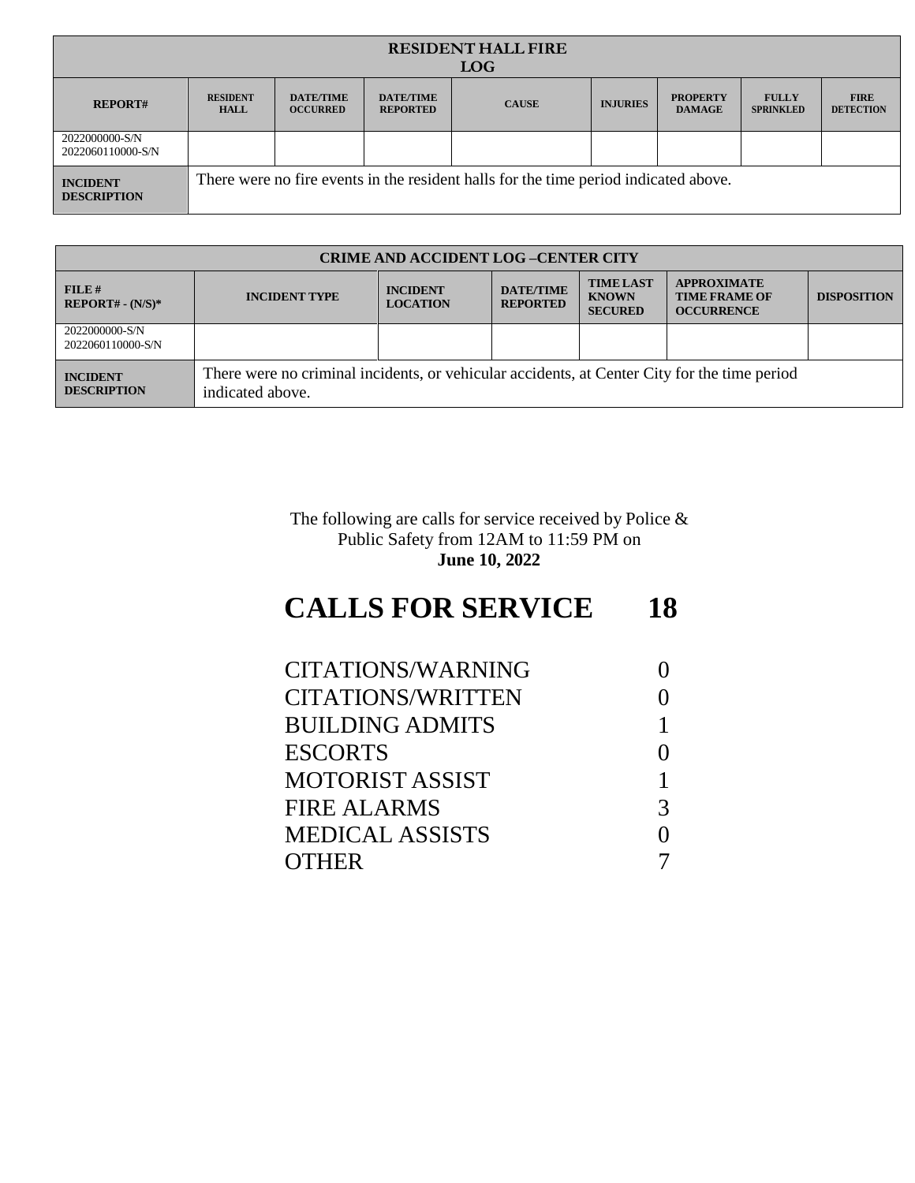| RESIDENT HALL FIRE LOG | | | | | | | | |
|---|---|---|---|---|---|---|---|---|
| **REPORT#** | **RESIDENT HALL** | **DATE/TIME OCCURRED** | **DATE/TIME REPORTED** | **CAUSE** | **INJURIES** | **PROPERTY DAMAGE** | **FULLY SPRINKLED** | **FIRE DETECTION** |
| 2022000000-S/N 2022060110000-S/N | | | | | | | | |
| **INCIDENT DESCRIPTION** | There were no fire events in the resident halls for the time period indicated above. | | | | | | | |

| CRIME AND ACCIDENT LOG –CENTER CITY | | | | | | |
|---|---|---|---|---|---|---|
| **FILE # REPORT# - (N/S)*** | **INCIDENT TYPE** | **INCIDENT LOCATION** | **DATE/TIME REPORTED** | **TIME LAST KNOWN SECURED** | **APPROXIMATE TIME FRAME OF OCCURRENCE** | **DISPOSITION** |
| 2022000000-S/N 2022060110000-S/N | | | | | | |
| **INCIDENT DESCRIPTION** | There were no criminal incidents, or vehicular accidents, at Center City for the time period indicated above. | | | | | |

The following are calls for service received by Police & Public Safety from 12AM to 11:59 PM on **June 10, 2022**

# CALLS FOR SERVICE 18

| | |
|---|---|
| CITATIONS/WARNING | 0 |
| CITATIONS/WRITTEN | 0 |
| BUILDING ADMITS | 1 |
| ESCORTS | 0 |
| MOTORIST ASSIST | 1 |
| FIRE ALARMS | 3 |
| MEDICAL ASSISTS | 0 |
| OTHER | 7 |